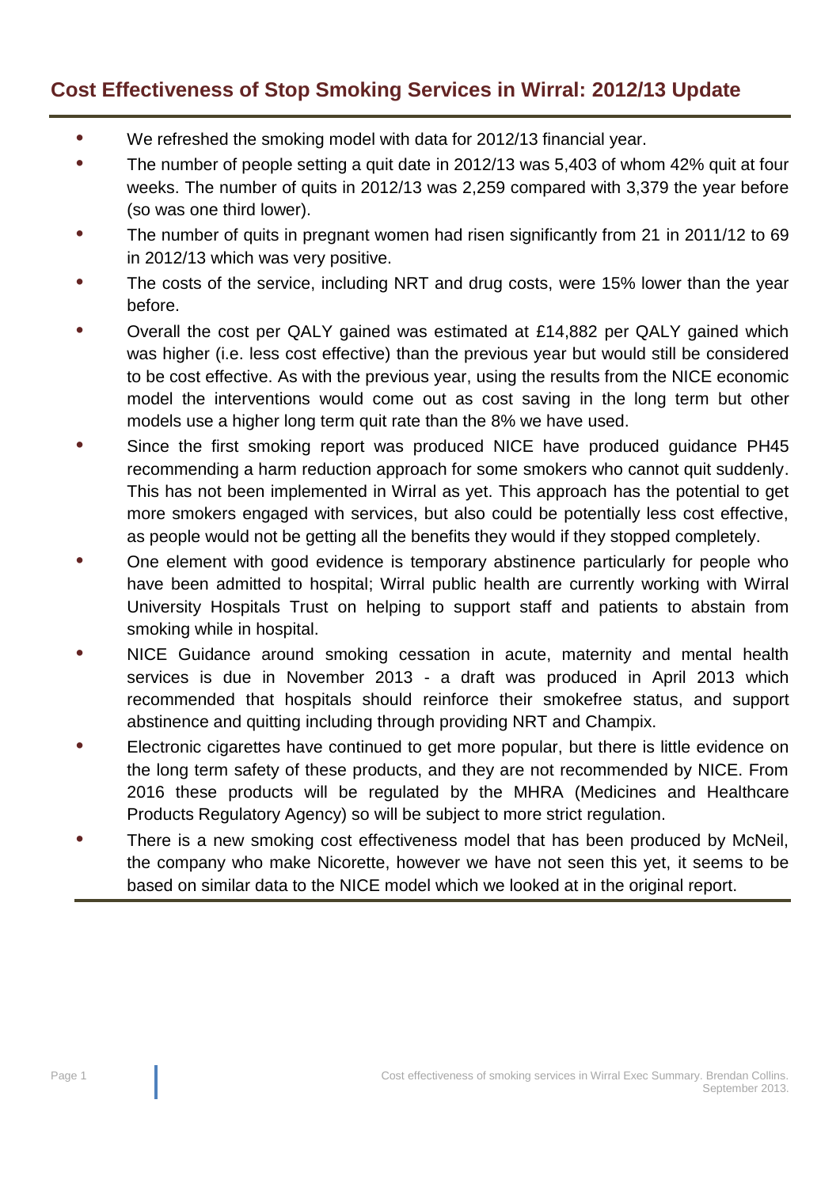# Cost Effectiveness of Stop Smoking Services in Wirral: 2012/13 Update

- We refreshed the smoking model with data for 2012/13 financial year.
- The number of people setting a quit date in 2012/13 was 5,403 of whom 42% quit at four weeks. The number of quits in 2012/13 was 2,259 compared with 3,379 the year before (so was one third lower).
- The number of quits in pregnant women had risen significantly from 21 in 2011/12 to 69 in 2012/13 which was very positive.
- The costs of the service, including NRT and drug costs, were 15% lower than the year before.
- Overall the cost per QALY gained was estimated at £14,882 per QALY gained which was higher (i.e. less cost effective) than the previous year but would still be considered to be cost effective. As with the previous year, using the results from the NICE economic model the interventions would come out as cost saving in the long term but other models use a higher long term quit rate than the 8% we have used.
- Since the first smoking report was produced NICE have produced guidance PH45 recommending a harm reduction approach for some smokers who cannot quit suddenly. This has not been implemented in Wirral as yet. This approach has the potential to get more smokers engaged with services, but also could be potentially less cost effective, as people would not be getting all the benefits they would if they stopped completely.
- One element with good evidence is temporary abstinence particularly for people who have been admitted to hospital; Wirral public health are currently working with Wirral University Hospitals Trust on helping to support staff and patients to abstain from smoking while in hospital.
- NICE Guidance around smoking cessation in acute, maternity and mental health services is due in November 2013 - a draft was produced in April 2013 which recommended that hospitals should reinforce their smokefree status, and support abstinence and quitting including through providing NRT and Champix.
- Electronic cigarettes have continued to get more popular, but there is little evidence on the long term safety of these products, and they are not recommended by NICE. From 2016 these products will be regulated by the MHRA (Medicines and Healthcare Products Regulatory Agency) so will be subject to more strict regulation.
- There is a new smoking cost effectiveness model that has been produced by McNeil, the company who make Nicorette, however we have not seen this yet, it seems to be based on similar data to the NICE model which we looked at in the original report.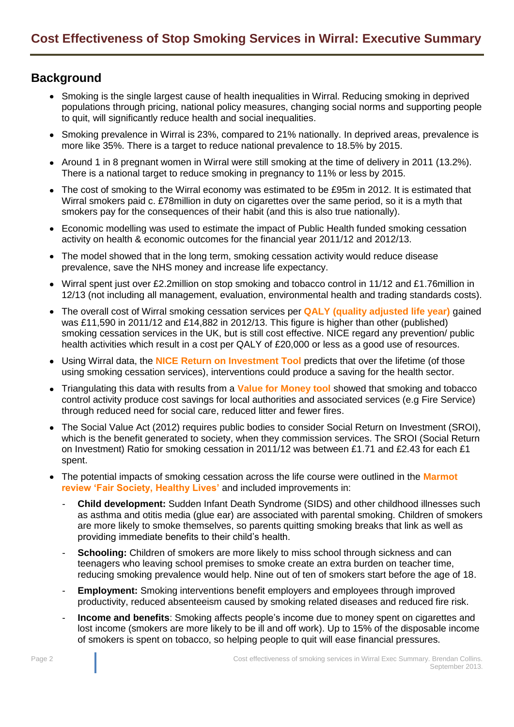# Cost Effectiveness of Stop Smoking Services in Wirral: Executive Summary

## Background

- Smoking is the single largest cause of health inequalities in Wirral. Reducing smoking in deprived populations through pricing, national policy measures, changing social norms and supporting people to quit, will significantly reduce health and social inequalities.
- Smoking prevalence in Wirral is 23%, compared to 21% nationally. In deprived areas, prevalence is more like 35%. There is a target to reduce national prevalence to 18.5% by 2015.
- Around 1 in 8 pregnant women in Wirral were still smoking at the time of delivery in 2011 (13.2%). There is a national target to reduce smoking in pregnancy to 11% or less by 2015.
- The cost of smoking to the Wirral economy was estimated to be £95m in 2012. It is estimated that Wirral smokers paid c. £78million in duty on cigarettes over the same period, so it is a myth that smokers pay for the consequences of their habit (and this is also true nationally).
- Economic modelling was used to estimate the impact of Public Health funded smoking cessation activity on health & economic outcomes for the financial year 2011/12 and 2012/13.
- The model showed that in the long term, smoking cessation activity would reduce disease prevalence, save the NHS money and increase life expectancy.
- Wirral spent just over £2.2million on stop smoking and tobacco control in 11/12 and £1.76million in 12/13 (not including all management, evaluation, environmental health and trading standards costs).
- The overall cost of Wirral smoking cessation services per **QALY (quality adjusted life year)** gained was £11,590 in 2011/12 and £14,882 in 2012/13. This figure is higher than other (published) smoking cessation services in the UK, but is still cost effective. NICE regard any prevention/ public health activities which result in a cost per QALY of £20,000 or less as a good use of resources.
- Using Wirral data, the **NICE Return on Investment Tool** predicts that over the lifetime (of those using smoking cessation services), interventions could produce a saving for the health sector.
- Triangulating this data with results from a **Value for Money tool** showed that smoking and tobacco control activity produce cost savings for local authorities and associated services (e.g Fire Service) through reduced need for social care, reduced litter and fewer fires.
- The Social Value Act (2012) requires public bodies to consider Social Return on Investment (SROI), which is the benefit generated to society, when they commission services. The SROI (Social Return on Investment) Ratio for smoking cessation in 2011/12 was between £1.71 and £2.43 for each £1 spent.
- The potential impacts of smoking cessation across the life course were outlined in the **Marmot review 'Fair Society, Healthy Lives'** and included improvements in:
  - **Child development:** Sudden Infant Death Syndrome (SIDS) and other childhood illnesses such as asthma and otitis media (glue ear) are associated with parental smoking. Children of smokers are more likely to smoke themselves, so parents quitting smoking breaks that link as well as providing immediate benefits to their child's health.
  - **Schooling:** Children of smokers are more likely to miss school through sickness and can teenagers who leaving school premises to smoke create an extra burden on teacher time, reducing smoking prevalence would help. Nine out of ten of smokers start before the age of 18.
  - **Employment:** Smoking interventions benefit employers and employees through improved productivity, reduced absenteeism caused by smoking related diseases and reduced fire risk.
  - **Income and benefits**: Smoking affects people's income due to money spent on cigarettes and lost income (smokers are more likely to be ill and off work). Up to 15% of the disposable income of smokers is spent on tobacco, so helping people to quit will ease financial pressures.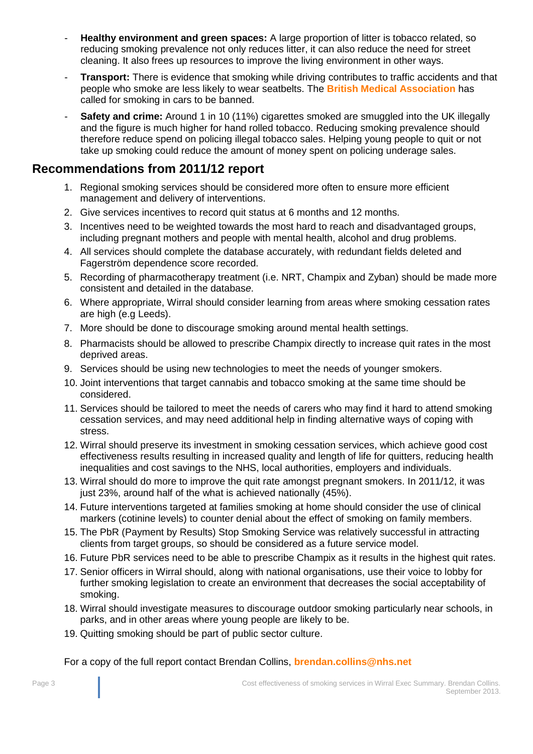- **Healthy environment and green spaces:** A large proportion of litter is tobacco related, so reducing smoking prevalence not only reduces litter, it can also reduce the need for street cleaning. It also frees up resources to improve the living environment in other ways.
- **Transport:** There is evidence that smoking while driving contributes to traffic accidents and that people who smoke are less likely to wear seatbelts. The **British Medical Association** has called for smoking in cars to be banned.
- **Safety and crime:** Around 1 in 10 (11%) cigarettes smoked are smuggled into the UK illegally and the figure is much higher for hand rolled tobacco. Reducing smoking prevalence should therefore reduce spend on policing illegal tobacco sales. Helping young people to quit or not take up smoking could reduce the amount of money spent on policing underage sales.

## Recommendations from 2011/12 report

1. Regional smoking services should be considered more often to ensure more efficient management and delivery of interventions.
2. Give services incentives to record quit status at 6 months and 12 months.
3. Incentives need to be weighted towards the most hard to reach and disadvantaged groups, including pregnant mothers and people with mental health, alcohol and drug problems.
4. All services should complete the database accurately, with redundant fields deleted and Fagerström dependence score recorded.
5. Recording of pharmacotherapy treatment (i.e. NRT, Champix and Zyban) should be made more consistent and detailed in the database.
6. Where appropriate, Wirral should consider learning from areas where smoking cessation rates are high (e.g Leeds).
7. More should be done to discourage smoking around mental health settings.
8. Pharmacists should be allowed to prescribe Champix directly to increase quit rates in the most deprived areas.
9. Services should be using new technologies to meet the needs of younger smokers.
10. Joint interventions that target cannabis and tobacco smoking at the same time should be considered.
11. Services should be tailored to meet the needs of carers who may find it hard to attend smoking cessation services, and may need additional help in finding alternative ways of coping with stress.
12. Wirral should preserve its investment in smoking cessation services, which achieve good cost effectiveness results resulting in increased quality and length of life for quitters, reducing health inequalities and cost savings to the NHS, local authorities, employers and individuals.
13. Wirral should do more to improve the quit rate amongst pregnant smokers. In 2011/12, it was just 23%, around half of the what is achieved nationally (45%).
14. Future interventions targeted at families smoking at home should consider the use of clinical markers (cotinine levels) to counter denial about the effect of smoking on family members.
15. The PbR (Payment by Results) Stop Smoking Service was relatively successful in attracting clients from target groups, so should be considered as a future service model.
16. Future PbR services need to be able to prescribe Champix as it results in the highest quit rates.
17. Senior officers in Wirral should, along with national organisations, use their voice to lobby for further smoking legislation to create an environment that decreases the social acceptability of smoking.
18. Wirral should investigate measures to discourage outdoor smoking particularly near schools, in parks, and in other areas where young people are likely to be.
19. Quitting smoking should be part of public sector culture.

For a copy of the full report contact Brendan Collins, **brendan.collins@nhs.net**